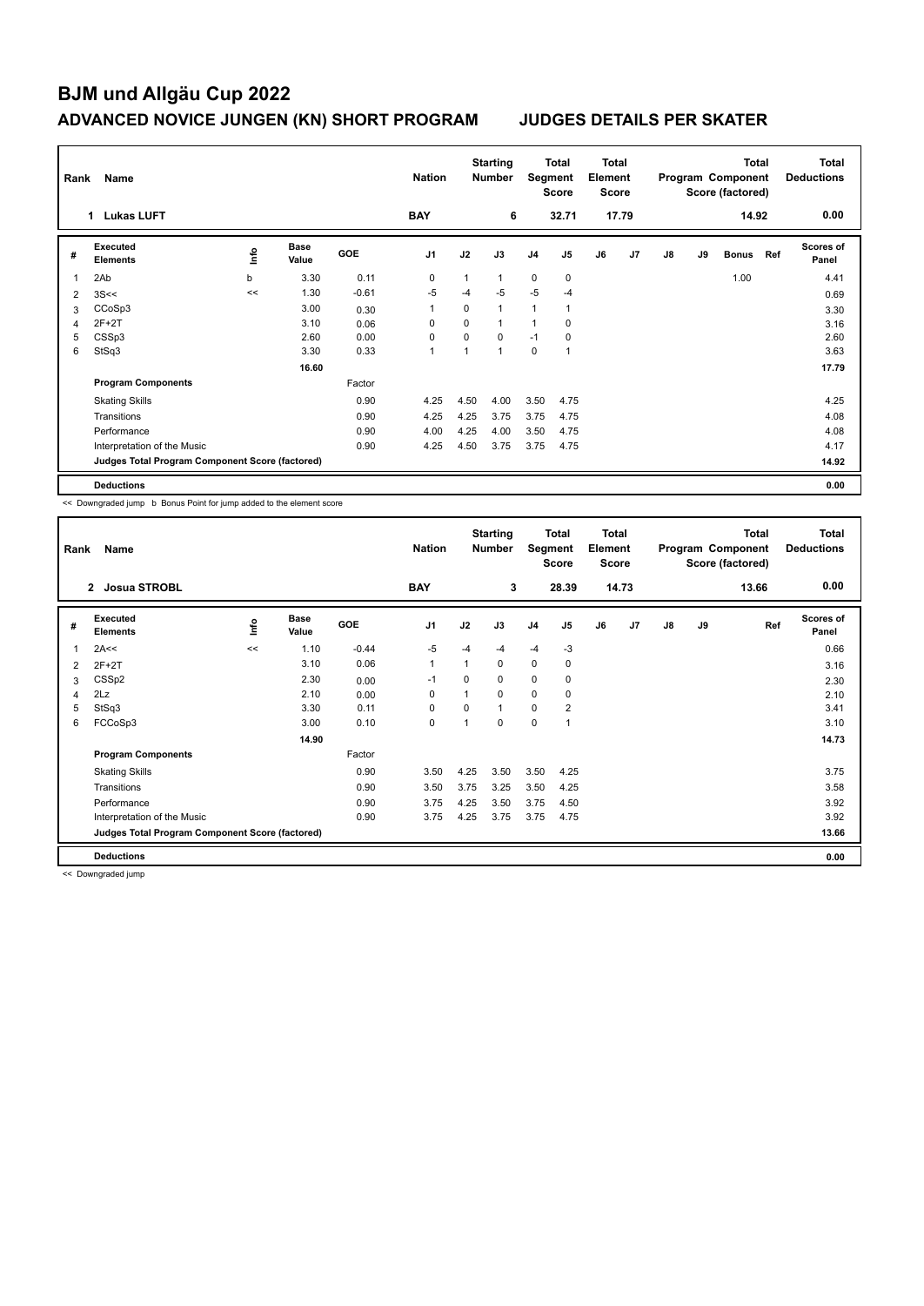# BJM und Allgäu Cup 2022

## ADVANCED NOVICE JUNGEN (KN) SHORT PROGRAM JUDGES DETAILS PER SKATER

| Rank | Name | Nation | Starting Number | Total Segment Score | Total Element Score | Total Program Component Score (factored) | Total Deductions |
|---|---|---|---|---|---|---|---|
| 1 | Lukas LUFT | BAY | 6 | 32.71 | 17.79 | 14.92 | 0.00 |

| # | Executed Elements | Info | Base Value | GOE | J1 | J2 | J3 | J4 | J5 | J6 | J7 | J8 | J9 | Bonus | Ref | Scores of Panel |
|---|---|---|---|---|---|---|---|---|---|---|---|---|---|---|---|---|
| 1 | 2Ab | b | 3.30 | 0.11 | 0 | 1 | 1 | 0 | 0 | | | | | 1.00 | | 4.41 |
| 2 | 3S<< | << | 1.30 | -0.61 | -5 | -4 | -5 | -5 | -4 | | | | | | | 0.69 |
| 3 | CCoSp3 | | 3.00 | 0.30 | 1 | 0 | 1 | 1 | 1 | | | | | | | 3.30 |
| 4 | 2F+2T | | 3.10 | 0.06 | 0 | 0 | 1 | 1 | 0 | | | | | | | 3.16 |
| 5 | CSSp3 | | 2.60 | 0.00 | 0 | 0 | 0 | -1 | 0 | | | | | | | 2.60 |
| 6 | StSq3 | | 3.30 | 0.33 | 1 | 1 | 1 | 0 | 1 | | | | | | | 3.63 |
| | | | 16.60 | | | | | | | | | | | | | 17.79 |
| | **Program Components** | | | Factor | | | | | | | | | | | | |
| | Skating Skills | | | 0.90 | 4.25 | 4.50 | 4.00 | 3.50 | 4.75 | | | | | | | 4.25 |
| | Transitions | | | 0.90 | 4.25 | 4.25 | 3.75 | 3.75 | 4.75 | | | | | | | 4.08 |
| | Performance | | | 0.90 | 4.00 | 4.25 | 4.00 | 3.50 | 4.75 | | | | | | | 4.08 |
| | Interpretation of the Music | | | 0.90 | 4.25 | 4.50 | 3.75 | 3.75 | 4.75 | | | | | | | 4.17 |
| | **Judges Total Program Component Score (factored)** | | | | | | | | | | | | | | | 14.92 |
| | **Deductions** | | | | | | | | | | | | | | | 0.00 |

<< Downgraded jump b Bonus Point for jump added to the element score

| Rank | Name | Nation | Starting Number | Total Segment Score | Total Element Score | Total Program Component Score (factored) | Total Deductions |
|---|---|---|---|---|---|---|---|
| 2 | Josua STROBL | BAY | 3 | 28.39 | 14.73 | 13.66 | 0.00 |

| # | Executed Elements | Info | Base Value | GOE | J1 | J2 | J3 | J4 | J5 | J6 | J7 | J8 | J9 | Ref | Scores of Panel |
|---|---|---|---|---|---|---|---|---|---|---|---|---|---|---|---|
| 1 | 2A<< | << | 1.10 | -0.44 | -5 | -4 | -4 | -4 | -3 | | | | | | 0.66 |
| 2 | 2F+2T | | 3.10 | 0.06 | 1 | 1 | 0 | 0 | 0 | | | | | | 3.16 |
| 3 | CSSp2 | | 2.30 | 0.00 | -1 | 0 | 0 | 0 | 0 | | | | | | 2.30 |
| 4 | 2Lz | | 2.10 | 0.00 | 0 | 1 | 0 | 0 | 0 | | | | | | 2.10 |
| 5 | StSq3 | | 3.30 | 0.11 | 0 | 0 | 1 | 0 | 2 | | | | | | 3.41 |
| 6 | FCCoSp3 | | 3.00 | 0.10 | 0 | 1 | 0 | 0 | 1 | | | | | | 3.10 |
| | | | 14.90 | | | | | | | | | | | | 14.73 |
| | **Program Components** | | | Factor | | | | | | | | | | | |
| | Skating Skills | | | 0.90 | 3.50 | 4.25 | 3.50 | 3.50 | 4.25 | | | | | | 3.75 |
| | Transitions | | | 0.90 | 3.50 | 3.75 | 3.25 | 3.50 | 4.25 | | | | | | 3.58 |
| | Performance | | | 0.90 | 3.75 | 4.25 | 3.50 | 3.75 | 4.50 | | | | | | 3.92 |
| | Interpretation of the Music | | | 0.90 | 3.75 | 4.25 | 3.75 | 3.75 | 4.75 | | | | | | 3.92 |
| | **Judges Total Program Component Score (factored)** | | | | | | | | | | | | | | 13.66 |
| | **Deductions** | | | | | | | | | | | | | | 0.00 |

<< Downgraded jump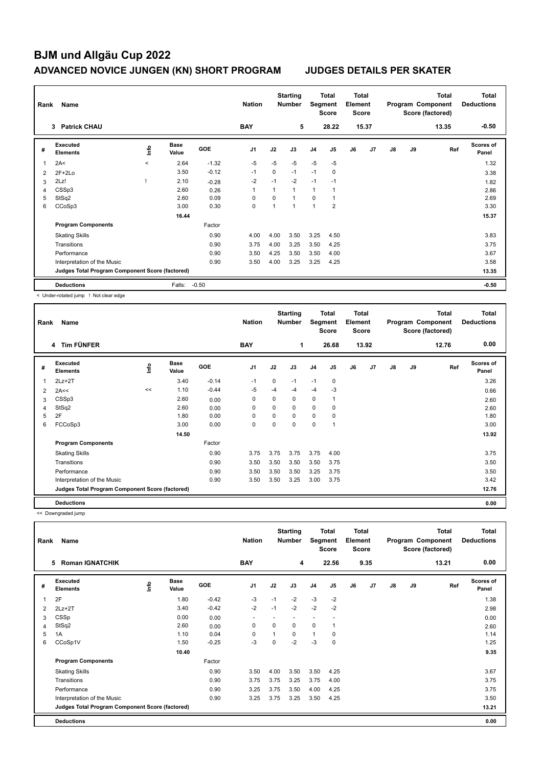# BJM und Allgäu Cup 2022

## ADVANCED NOVICE JUNGEN (KN) SHORT PROGRAM JUDGES DETAILS PER SKATER

| Rank | Name | Nation | Starting Number | Total Segment Score | Total Element Score | Total Program Component Score (factored) | Total Deductions |
|---|---|---|---|---|---|---|---|
| 3 | Patrick CHAU | BAY | 5 | 28.22 | 15.37 | 13.35 | -0.50 |

| # | Executed Elements | Info | Base Value | GOE | J1 | J2 | J3 | J4 | J5 | J6 | J7 | J8 | J9 | Ref | Scores of Panel |
|---|---|---|---|---|---|---|---|---|---|---|---|---|---|---|---|
| 1 | 2A< | < | 2.64 | -1.32 | -5 | -5 | -5 | -5 | -5 | | | | | | 1.32 |
| 2 | 2F+2Lo | | 3.50 | -0.12 | -1 | 0 | -1 | -1 | 0 | | | | | | 3.38 |
| 3 | 2Lz! | ! | 2.10 | -0.28 | -2 | -1 | -2 | -1 | -1 | | | | | | 1.82 |
| 4 | CSSp3 | | 2.60 | 0.26 | 1 | 1 | 1 | 1 | 1 | | | | | | 2.86 |
| 5 | StSq2 | | 2.60 | 0.09 | 0 | 0 | 1 | 0 | 1 | | | | | | 2.69 |
| 6 | CCoSp3 | | 3.00 | 0.30 | 0 | 1 | 1 | 1 | 2 | | | | | | 3.30 |
| | | | 16.44 | | | | | | | | | | | | 15.37 |
| | **Program Components** | | | Factor | | | | | | | | | | | |
| | Skating Skills | | | 0.90 | 4.00 | 4.00 | 3.50 | 3.25 | 4.50 | | | | | | 3.83 |
| | Transitions | | | 0.90 | 3.75 | 4.00 | 3.25 | 3.50 | 4.25 | | | | | | 3.75 |
| | Performance | | | 0.90 | 3.50 | 4.25 | 3.50 | 3.50 | 4.00 | | | | | | 3.67 |
| | Interpretation of the Music | | | 0.90 | 3.50 | 4.00 | 3.25 | 3.25 | 4.25 | | | | | | 3.58 |
| | **Judges Total Program Component Score (factored)** | | | | | | | | | | | | | | 13.35 |
| | **Deductions** | | Falls: | -0.50 | | | | | | | | | | | -0.50 |

< Under-rotated jump ! Not clear edge

| Rank | Name | Nation | Starting Number | Total Segment Score | Total Element Score | Total Program Component Score (factored) | Total Deductions |
|---|---|---|---|---|---|---|---|
| 4 | Tim FÜNFER | BAY | 1 | 26.68 | 13.92 | 12.76 | 0.00 |

| # | Executed Elements | Info | Base Value | GOE | J1 | J2 | J3 | J4 | J5 | J6 | J7 | J8 | J9 | Ref | Scores of Panel |
|---|---|---|---|---|---|---|---|---|---|---|---|---|---|---|---|
| 1 | 2Lz+2T | | 3.40 | -0.14 | -1 | 0 | -1 | -1 | 0 | | | | | | 3.26 |
| 2 | 2A<< | << | 1.10 | -0.44 | -5 | -4 | -4 | -4 | -3 | | | | | | 0.66 |
| 3 | CSSp3 | | 2.60 | 0.00 | 0 | 0 | 0 | 0 | 1 | | | | | | 2.60 |
| 4 | StSq2 | | 2.60 | 0.00 | 0 | 0 | 0 | 0 | 0 | | | | | | 2.60 |
| 5 | 2F | | 1.80 | 0.00 | 0 | 0 | 0 | 0 | 0 | | | | | | 1.80 |
| 6 | FCCoSp3 | | 3.00 | 0.00 | 0 | 0 | 0 | 0 | 1 | | | | | | 3.00 |
| | | | 14.50 | | | | | | | | | | | | 13.92 |
| | **Program Components** | | | Factor | | | | | | | | | | | |
| | Skating Skills | | | 0.90 | 3.75 | 3.75 | 3.75 | 3.75 | 4.00 | | | | | | 3.75 |
| | Transitions | | | 0.90 | 3.50 | 3.50 | 3.50 | 3.50 | 3.75 | | | | | | 3.50 |
| | Performance | | | 0.90 | 3.50 | 3.50 | 3.50 | 3.25 | 3.75 | | | | | | 3.50 |
| | Interpretation of the Music | | | 0.90 | 3.50 | 3.50 | 3.25 | 3.00 | 3.75 | | | | | | 3.42 |
| | **Judges Total Program Component Score (factored)** | | | | | | | | | | | | | | 12.76 |
| | **Deductions** | | | | | | | | | | | | | | 0.00 |

<< Downgraded jump

| Rank | Name | Nation | Starting Number | Total Segment Score | Total Element Score | Total Program Component Score (factored) | Total Deductions |
|---|---|---|---|---|---|---|---|
| 5 | Roman IGNATCHIK | BAY | 4 | 22.56 | 9.35 | 13.21 | 0.00 |

| # | Executed Elements | Info | Base Value | GOE | J1 | J2 | J3 | J4 | J5 | J6 | J7 | J8 | J9 | Ref | Scores of Panel |
|---|---|---|---|---|---|---|---|---|---|---|---|---|---|---|---|
| 1 | 2F | | 1.80 | -0.42 | -3 | -1 | -2 | -3 | -2 | | | | | | 1.38 |
| 2 | 2Lz+2T | | 3.40 | -0.42 | -2 | -1 | -2 | -2 | -2 | | | | | | 2.98 |
| 3 | CSSp | | 0.00 | 0.00 | - | - | - | - | - | | | | | | 0.00 |
| 4 | StSq2 | | 2.60 | 0.00 | 0 | 0 | 0 | 0 | 1 | | | | | | 2.60 |
| 5 | 1A | | 1.10 | 0.04 | 0 | 1 | 0 | 1 | 0 | | | | | | 1.14 |
| 6 | CCoSp1V | | 1.50 | -0.25 | -3 | 0 | -2 | -3 | 0 | | | | | | 1.25 |
| | | | 10.40 | | | | | | | | | | | | 9.35 |
| | **Program Components** | | | Factor | | | | | | | | | | | |
| | Skating Skills | | | 0.90 | 3.50 | 4.00 | 3.50 | 3.50 | 4.25 | | | | | | 3.67 |
| | Transitions | | | 0.90 | 3.75 | 3.75 | 3.25 | 3.75 | 4.00 | | | | | | 3.75 |
| | Performance | | | 0.90 | 3.25 | 3.75 | 3.50 | 4.00 | 4.25 | | | | | | 3.75 |
| | Interpretation of the Music | | | 0.90 | 3.25 | 3.75 | 3.25 | 3.50 | 4.25 | | | | | | 3.50 |
| | **Judges Total Program Component Score (factored)** | | | | | | | | | | | | | | 13.21 |
| | **Deductions** | | | | | | | | | | | | | | 0.00 |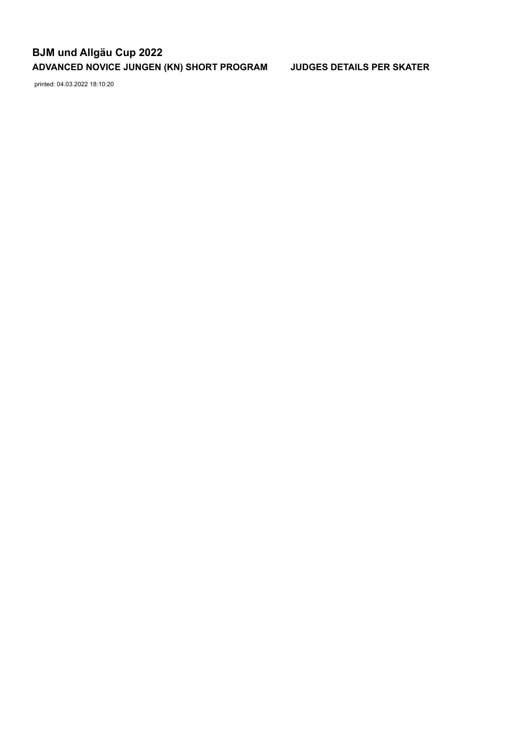# BJM und Allgäu Cup 2022

## ADVANCED NOVICE JUNGEN (KN) SHORT PROGRAM JUDGES DETAILS PER SKATER

printed: 04.03.2022 18:10:20